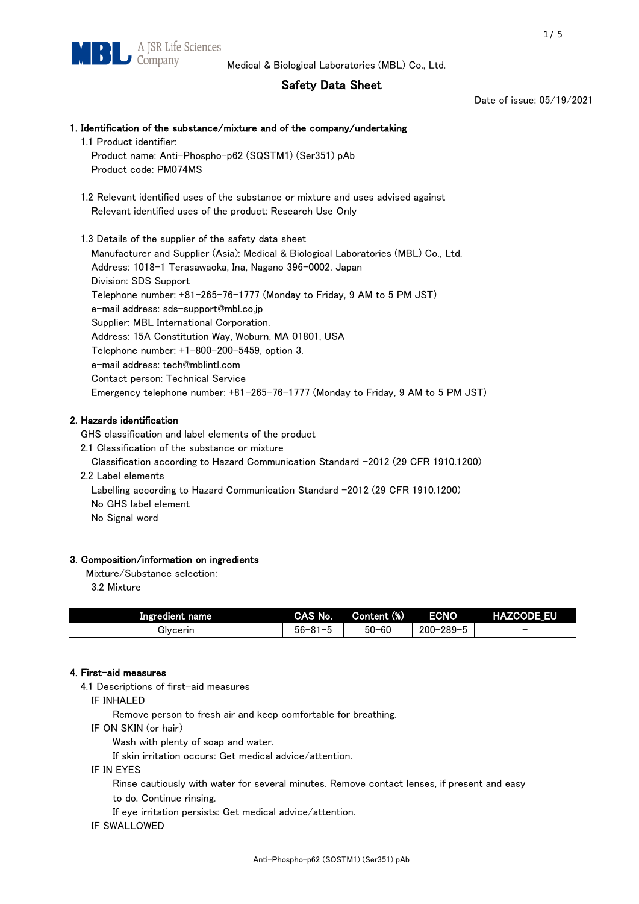Medical & Biological Laboratories (MBL) Co., Ltd.

# Safety Data Sheet

Date of issue: 05/19/2021

## 1. Identification of the substance/mixture and of the company/undertaking

1.1 Product identifier:

Product name: Anti-Phospho-p62 (SQSTM1) (Ser351) pAb

Product code: PM074MS

1.2 Relevant identified uses of the substance or mixture and uses advised against

Relevant identified uses of the product: Research Use Only

1.3 Details of the supplier of the safety data sheet

Manufacturer and Supplier (Asia): Medical & Biological Laboratories (MBL) Co., Ltd.

Address: 1018-1 Terasawaoka, Ina, Nagano 396-0002, Japan

Division: SDS Support

Telephone number: +81-265-76-1777 (Monday to Friday, 9 AM to 5 PM JST)

e-mail address: sds-support@mbl.co.jp

Supplier: MBL International Corporation.

Address: 15A Constitution Way, Woburn, MA 01801, USA

Telephone number: +1-800-200-5459, option 3.

e-mail address: tech@mblintl.com

Contact person: Technical Service

Emergency telephone number: +81-265-76-1777 (Monday to Friday, 9 AM to 5 PM JST)

## 2. Hazards identification

GHS classification and label elements of the product

2.1 Classification of the substance or mixture

Classification according to Hazard Communication Standard -2012 (29 CFR 1910.1200)

2.2 Label elements

Labelling according to Hazard Communication Standard -2012 (29 CFR 1910.1200)

No GHS label element

No Signal word

## 3. Composition/information on ingredients

Mixture/Substance selection:

3.2 Mixture

| Ingredient name | CAS No. | Content (%) | ECNO | HAZCODE_EU |
|---|---|---|---|---|
| Glycerin | 56-81-5 | 50-60 | 200-289-5 | - |

## 4. First-aid measures

4.1 Descriptions of first-aid measures

IF INHALED

Remove person to fresh air and keep comfortable for breathing.

IF ON SKIN (or hair)

Wash with plenty of soap and water.

If skin irritation occurs: Get medical advice/attention.

IF IN EYES

Rinse cautiously with water for several minutes. Remove contact lenses, if present and easy to do. Continue rinsing.

If eye irritation persists: Get medical advice/attention.

IF SWALLOWED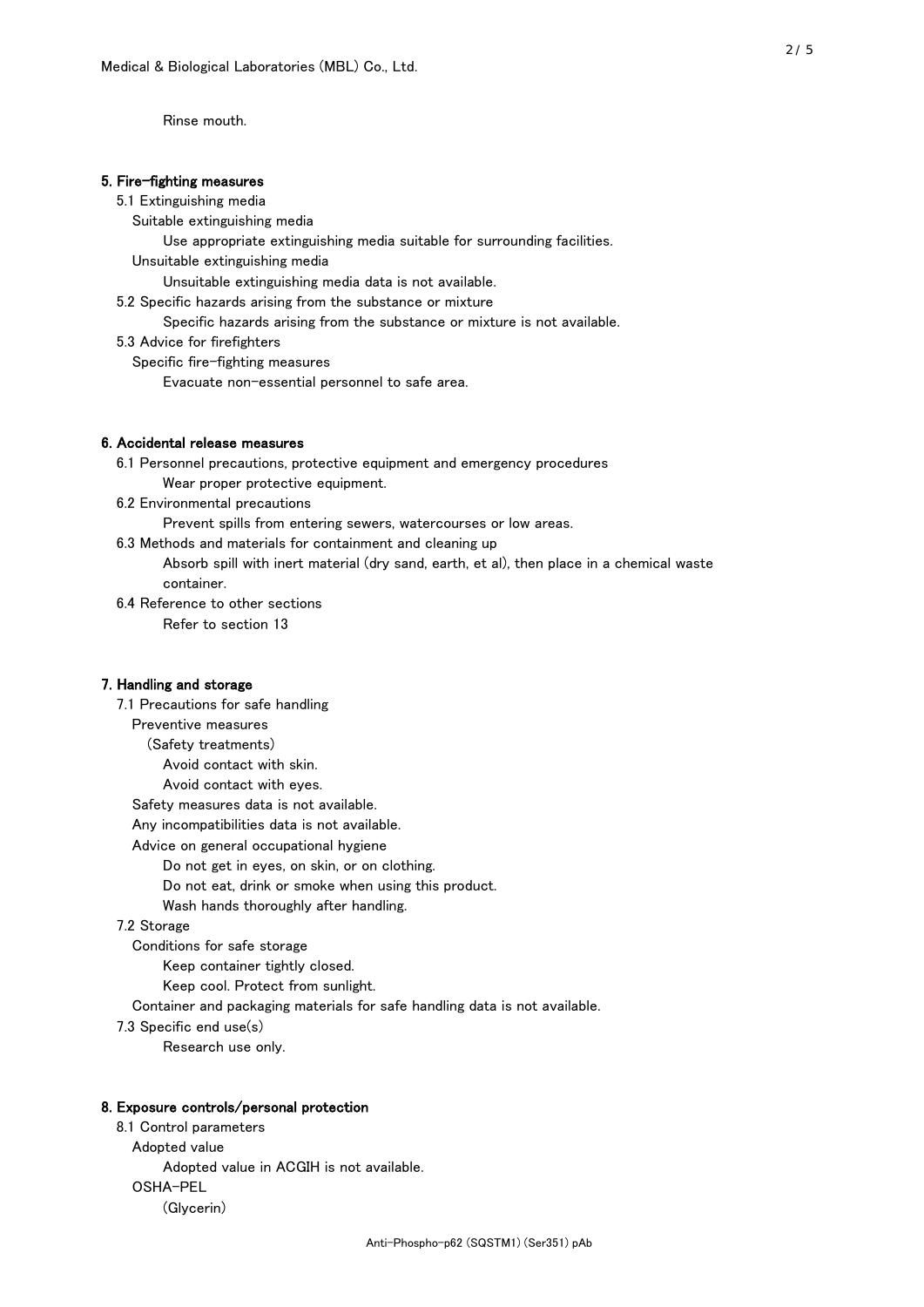Rinse mouth.

## 5. Fire-fighting measures

5.1 Extinguishing media

Suitable extinguishing media

Use appropriate extinguishing media suitable for surrounding facilities.

Unsuitable extinguishing media

Unsuitable extinguishing media data is not available.

5.2 Specific hazards arising from the substance or mixture

Specific hazards arising from the substance or mixture is not available.

5.3 Advice for firefighters

Specific fire-fighting measures

Evacuate non-essential personnel to safe area.

## 6. Accidental release measures

6.1 Personnel precautions, protective equipment and emergency procedures

Wear proper protective equipment.

6.2 Environmental precautions

Prevent spills from entering sewers, watercourses or low areas.

6.3 Methods and materials for containment and cleaning up

Absorb spill with inert material (dry sand, earth, et al), then place in a chemical waste container.

6.4 Reference to other sections

Refer to section 13

## 7. Handling and storage

7.1 Precautions for safe handling

Preventive measures

(Safety treatments)

Avoid contact with skin.

Avoid contact with eyes.

Safety measures data is not available.

Any incompatibilities data is not available.

Advice on general occupational hygiene

Do not get in eyes, on skin, or on clothing.

Do not eat, drink or smoke when using this product.

Wash hands thoroughly after handling.

7.2 Storage

Conditions for safe storage

Keep container tightly closed.

Keep cool. Protect from sunlight.

Container and packaging materials for safe handling data is not available.

7.3 Specific end use(s)

Research use only.

## 8. Exposure controls/personal protection

8.1 Control parameters

Adopted value

Adopted value in ACGIH is not available.

OSHA-PEL

(Glycerin)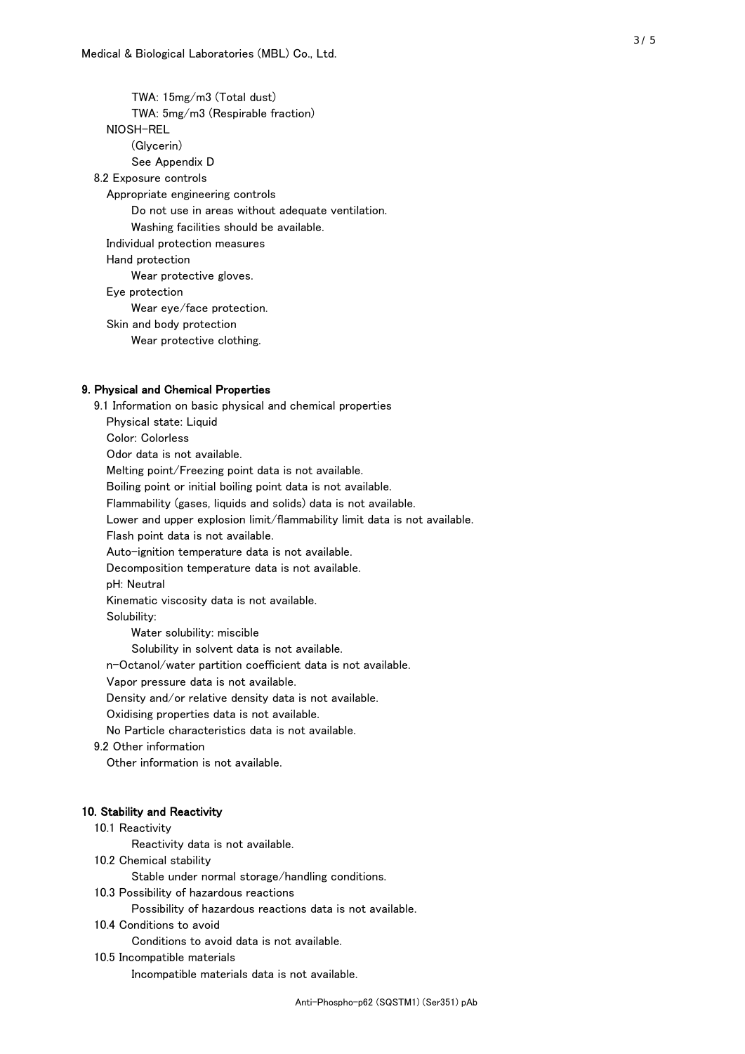TWA: 15mg/m3 (Total dust)

TWA: 5mg/m3 (Respirable fraction)

NIOSH-REL

(Glycerin)

See Appendix D

8.2 Exposure controls

Appropriate engineering controls

Do not use in areas without adequate ventilation.

Washing facilities should be available.

Individual protection measures

Hand protection

Wear protective gloves.

Eye protection

Wear eye/face protection.

Skin and body protection

Wear protective clothing.

## 9. Physical and Chemical Properties

9.1 Information on basic physical and chemical properties

Physical state: Liquid

Color: Colorless

Odor data is not available.

Melting point/Freezing point data is not available.

Boiling point or initial boiling point data is not available.

Flammability (gases, liquids and solids) data is not available.

Lower and upper explosion limit/flammability limit data is not available.

Flash point data is not available.

Auto-ignition temperature data is not available.

Decomposition temperature data is not available.

pH: Neutral

Kinematic viscosity data is not available.

Solubility:

Water solubility: miscible

Solubility in solvent data is not available.

n-Octanol/water partition coefficient data is not available.

Vapor pressure data is not available.

Density and/or relative density data is not available.

Oxidising properties data is not available.

No Particle characteristics data is not available.

9.2 Other information

Other information is not available.

## 10. Stability and Reactivity

10.1 Reactivity

Reactivity data is not available.

10.2 Chemical stability

Stable under normal storage/handling conditions.

10.3 Possibility of hazardous reactions

Possibility of hazardous reactions data is not available.

10.4 Conditions to avoid

Conditions to avoid data is not available.

10.5 Incompatible materials

Incompatible materials data is not available.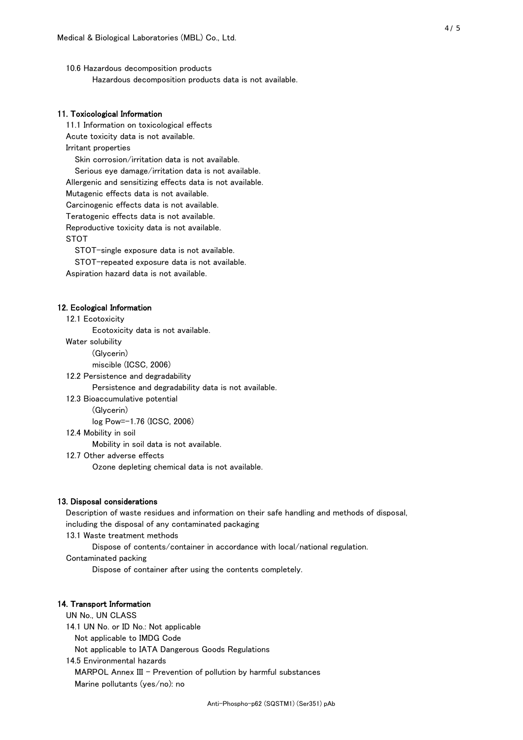10.6 Hazardous decomposition products

Hazardous decomposition products data is not available.

## 11. Toxicological Information

11.1 Information on toxicological effects

Acute toxicity data is not available.

Irritant properties

Skin corrosion/irritation data is not available.

Serious eye damage/irritation data is not available.

Allergenic and sensitizing effects data is not available.

Mutagenic effects data is not available.

Carcinogenic effects data is not available.

Teratogenic effects data is not available.

Reproductive toxicity data is not available.

STOT

STOT-single exposure data is not available.

STOT-repeated exposure data is not available.

Aspiration hazard data is not available.

## 12. Ecological Information

12.1 Ecotoxicity

Ecotoxicity data is not available.

Water solubility

(Glycerin)

miscible (ICSC, 2006)

12.2 Persistence and degradability

Persistence and degradability data is not available.

12.3 Bioaccumulative potential

(Glycerin)

log Pow=-1.76 (ICSC, 2006)

12.4 Mobility in soil

Mobility in soil data is not available.

12.7 Other adverse effects

Ozone depleting chemical data is not available.

## 13. Disposal considerations

Description of waste residues and information on their safe handling and methods of disposal, including the disposal of any contaminated packaging

13.1 Waste treatment methods

Dispose of contents/container in accordance with local/national regulation.

Contaminated packing

Dispose of container after using the contents completely.

## 14. Transport Information

UN No., UN CLASS

14.1 UN No. or ID No.: Not applicable

Not applicable to IMDG Code

Not applicable to IATA Dangerous Goods Regulations

14.5 Environmental hazards

MARPOL Annex III - Prevention of pollution by harmful substances

Marine pollutants (yes/no): no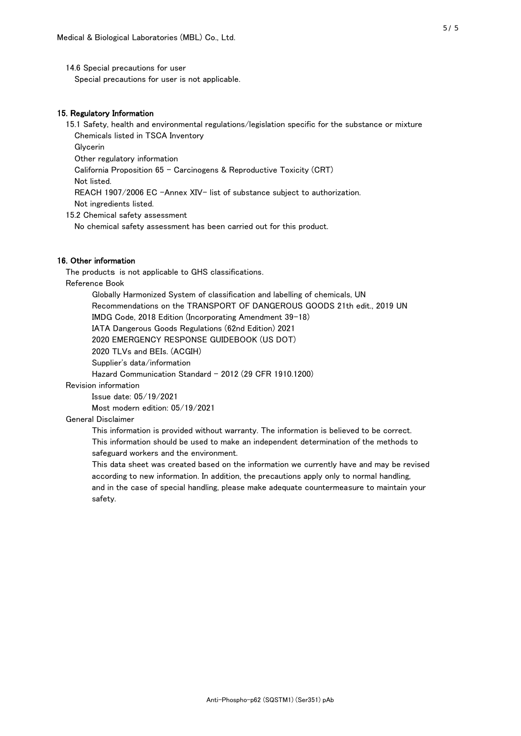14.6 Special precautions for user

Special precautions for user is not applicable.

## 15. Regulatory Information

15.1 Safety, health and environmental regulations/legislation specific for the substance or mixture

Chemicals listed in TSCA Inventory

Glycerin

Other regulatory information

California Proposition 65 - Carcinogens & Reproductive Toxicity (CRT)

Not listed.

REACH 1907/2006 EC -Annex XIV- list of substance subject to authorization.

Not ingredients listed.

15.2 Chemical safety assessment

No chemical safety assessment has been carried out for this product.

## 16. Other information

The products is not applicable to GHS classifications.

Reference Book

Globally Harmonized System of classification and labelling of chemicals, UN
Recommendations on the TRANSPORT OF DANGEROUS GOODS 21th edit., 2019 UN
IMDG Code, 2018 Edition (Incorporating Amendment 39-18)
IATA Dangerous Goods Regulations (62nd Edition) 2021
2020 EMERGENCY RESPONSE GUIDEBOOK (US DOT)
2020 TLVs and BEIs. (ACGIH)
Supplier's data/information
Hazard Communication Standard - 2012 (29 CFR 1910.1200)

Revision information

Issue date: 05/19/2021
Most modern edition: 05/19/2021

General Disclaimer

This information is provided without warranty. The information is believed to be correct. This information should be used to make an independent determination of the methods to safeguard workers and the environment.

This data sheet was created based on the information we currently have and may be revised according to new information. In addition, the precautions apply only to normal handling, and in the case of special handling, please make adequate countermeasure to maintain your safety.